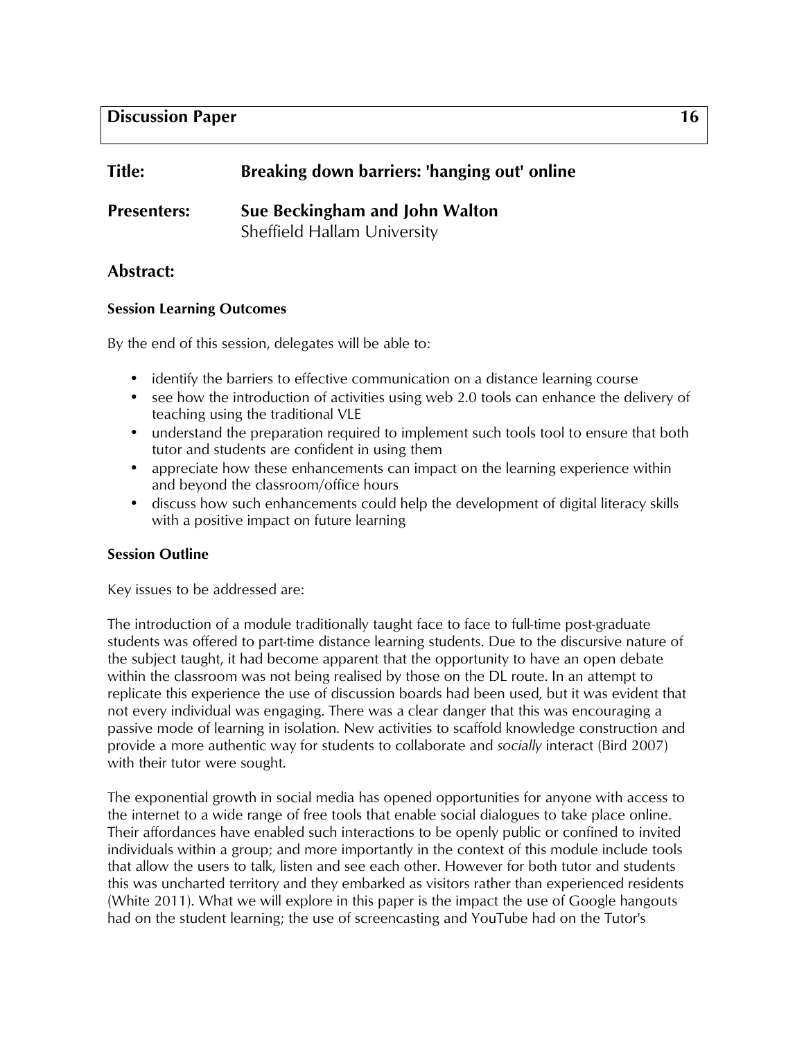**Discussion Paper** **16**

**Title:** **Breaking down barriers: 'hanging out' online**

**Presenters:** **Sue Beckingham and John Walton**
Sheffield Hallam University

## Abstract:

### Session Learning Outcomes

By the end of this session, delegates will be able to:

- identify the barriers to effective communication on a distance learning course
- see how the introduction of activities using web 2.0 tools can enhance the delivery of teaching using the traditional VLE
- understand the preparation required to implement such tools tool to ensure that both tutor and students are confident in using them
- appreciate how these enhancements can impact on the learning experience within and beyond the classroom/office hours
- discuss how such enhancements could help the development of digital literacy skills with a positive impact on future learning

### Session Outline

Key issues to be addressed are:

The introduction of a module traditionally taught face to face to full-time post-graduate students was offered to part-time distance learning students. Due to the discursive nature of the subject taught, it had become apparent that the opportunity to have an open debate within the classroom was not being realised by those on the DL route. In an attempt to replicate this experience the use of discussion boards had been used, but it was evident that not every individual was engaging. There was a clear danger that this was encouraging a passive mode of learning in isolation. New activities to scaffold knowledge construction and provide a more authentic way for students to collaborate and *socially* interact (Bird 2007) with their tutor were sought.

The exponential growth in social media has opened opportunities for anyone with access to the internet to a wide range of free tools that enable social dialogues to take place online. Their affordances have enabled such interactions to be openly public or confined to invited individuals within a group; and more importantly in the context of this module include tools that allow the users to talk, listen and see each other. However for both tutor and students this was uncharted territory and they embarked as visitors rather than experienced residents (White 2011). What we will explore in this paper is the impact the use of Google hangouts had on the student learning; the use of screencasting and YouTube had on the Tutor's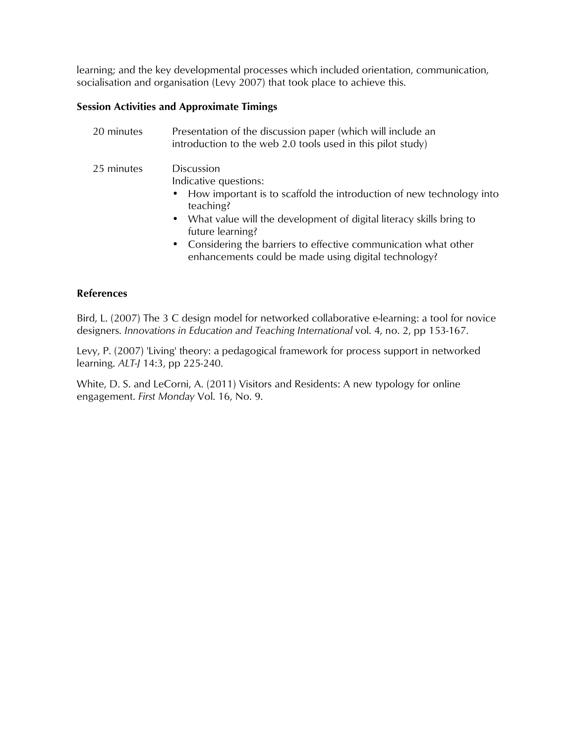learning; and the key developmental processes which included orientation, communication, socialisation and organisation (Levy 2007) that took place to achieve this.

**Session Activities and Approximate Timings**

20 minutes — Presentation of the discussion paper (which will include an introduction to the web 2.0 tools used in this pilot study)

25 minutes — Discussion
Indicative questions:

- How important is to scaffold the introduction of new technology into teaching?
- What value will the development of digital literacy skills bring to future learning?
- Considering the barriers to effective communication what other enhancements could be made using digital technology?

**References**

Bird, L. (2007) The 3 C design model for networked collaborative e-learning: a tool for novice designers. *Innovations in Education and Teaching International* vol. 4, no. 2, pp 153-167.

Levy, P. (2007) 'Living' theory: a pedagogical framework for process support in networked learning. *ALT-J* 14:3, pp 225-240.

White, D. S. and LeCorni, A. (2011) Visitors and Residents: A new typology for online engagement. *First Monday* Vol. 16, No. 9.